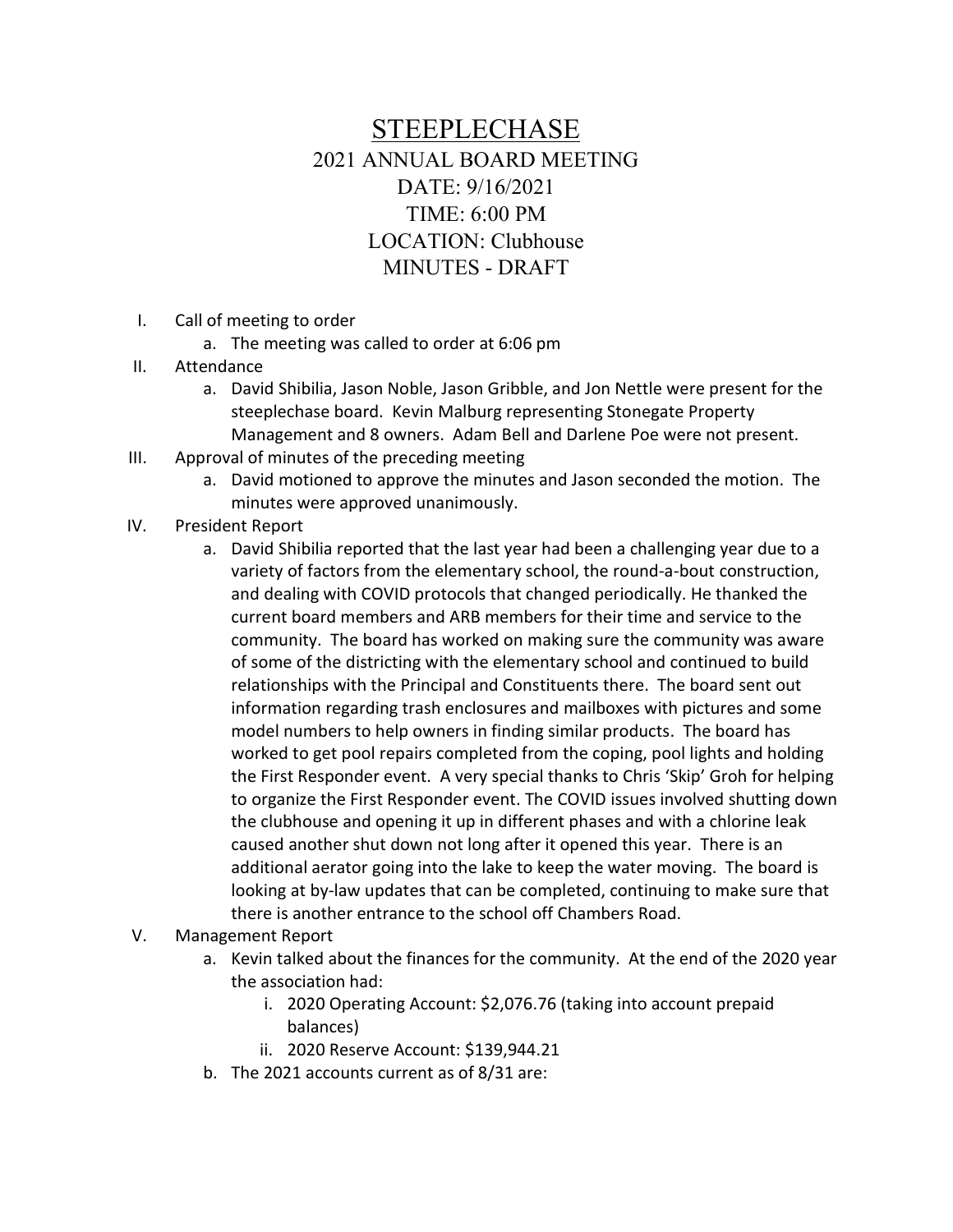# STEEPLECHASE

## 2021 ANNUAL BOARD MEETING

DATE: 9/16/2021

TIME: 6:00 PM

LOCATION: Clubhouse

MINUTES - DRAFT

I. Call of meeting to order
   a. The meeting was called to order at 6:06 pm

II. Attendance
   a. David Shibilia, Jason Noble, Jason Gribble, and Jon Nettle were present for the steeplechase board. Kevin Malburg representing Stonegate Property Management and 8 owners. Adam Bell and Darlene Poe were not present.

III. Approval of minutes of the preceding meeting
   a. David motioned to approve the minutes and Jason seconded the motion. The minutes were approved unanimously.

IV. President Report
   a. David Shibilia reported that the last year had been a challenging year due to a variety of factors from the elementary school, the round-a-bout construction, and dealing with COVID protocols that changed periodically. He thanked the current board members and ARB members for their time and service to the community. The board has worked on making sure the community was aware of some of the districting with the elementary school and continued to build relationships with the Principal and Constituents there. The board sent out information regarding trash enclosures and mailboxes with pictures and some model numbers to help owners in finding similar products. The board has worked to get pool repairs completed from the coping, pool lights and holding the First Responder event. A very special thanks to Chris 'Skip' Groh for helping to organize the First Responder event. The COVID issues involved shutting down the clubhouse and opening it up in different phases and with a chlorine leak caused another shut down not long after it opened this year. There is an additional aerator going into the lake to keep the water moving. The board is looking at by-law updates that can be completed, continuing to make sure that there is another entrance to the school off Chambers Road.

V. Management Report
   a. Kevin talked about the finances for the community. At the end of the 2020 year the association had:
      i. 2020 Operating Account: $2,076.76 (taking into account prepaid balances)
      ii. 2020 Reserve Account: $139,944.21
   b. The 2021 accounts current as of 8/31 are: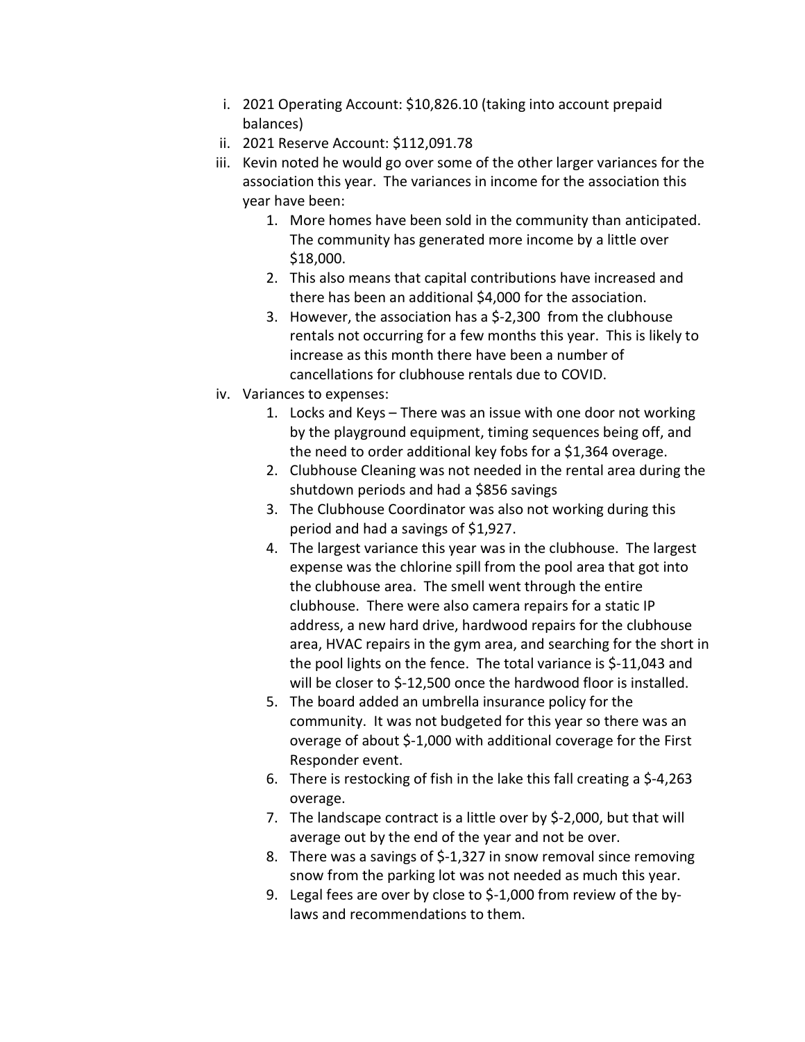i. 2021 Operating Account: $10,826.10 (taking into account prepaid balances)
ii. 2021 Reserve Account: $112,091.78
iii. Kevin noted he would go over some of the other larger variances for the association this year. The variances in income for the association this year have been:
    1. More homes have been sold in the community than anticipated. The community has generated more income by a little over $18,000.
    2. This also means that capital contributions have increased and there has been an additional $4,000 for the association.
    3. However, the association has a $-2,300 from the clubhouse rentals not occurring for a few months this year. This is likely to increase as this month there have been a number of cancellations for clubhouse rentals due to COVID.
iv. Variances to expenses:
    1. Locks and Keys – There was an issue with one door not working by the playground equipment, timing sequences being off, and the need to order additional key fobs for a $1,364 overage.
    2. Clubhouse Cleaning was not needed in the rental area during the shutdown periods and had a $856 savings
    3. The Clubhouse Coordinator was also not working during this period and had a savings of $1,927.
    4. The largest variance this year was in the clubhouse. The largest expense was the chlorine spill from the pool area that got into the clubhouse area. The smell went through the entire clubhouse. There were also camera repairs for a static IP address, a new hard drive, hardwood repairs for the clubhouse area, HVAC repairs in the gym area, and searching for the short in the pool lights on the fence. The total variance is $-11,043 and will be closer to $-12,500 once the hardwood floor is installed.
    5. The board added an umbrella insurance policy for the community. It was not budgeted for this year so there was an overage of about $-1,000 with additional coverage for the First Responder event.
    6. There is restocking of fish in the lake this fall creating a $-4,263 overage.
    7. The landscape contract is a little over by $-2,000, but that will average out by the end of the year and not be over.
    8. There was a savings of $-1,327 in snow removal since removing snow from the parking lot was not needed as much this year.
    9. Legal fees are over by close to $-1,000 from review of the by-laws and recommendations to them.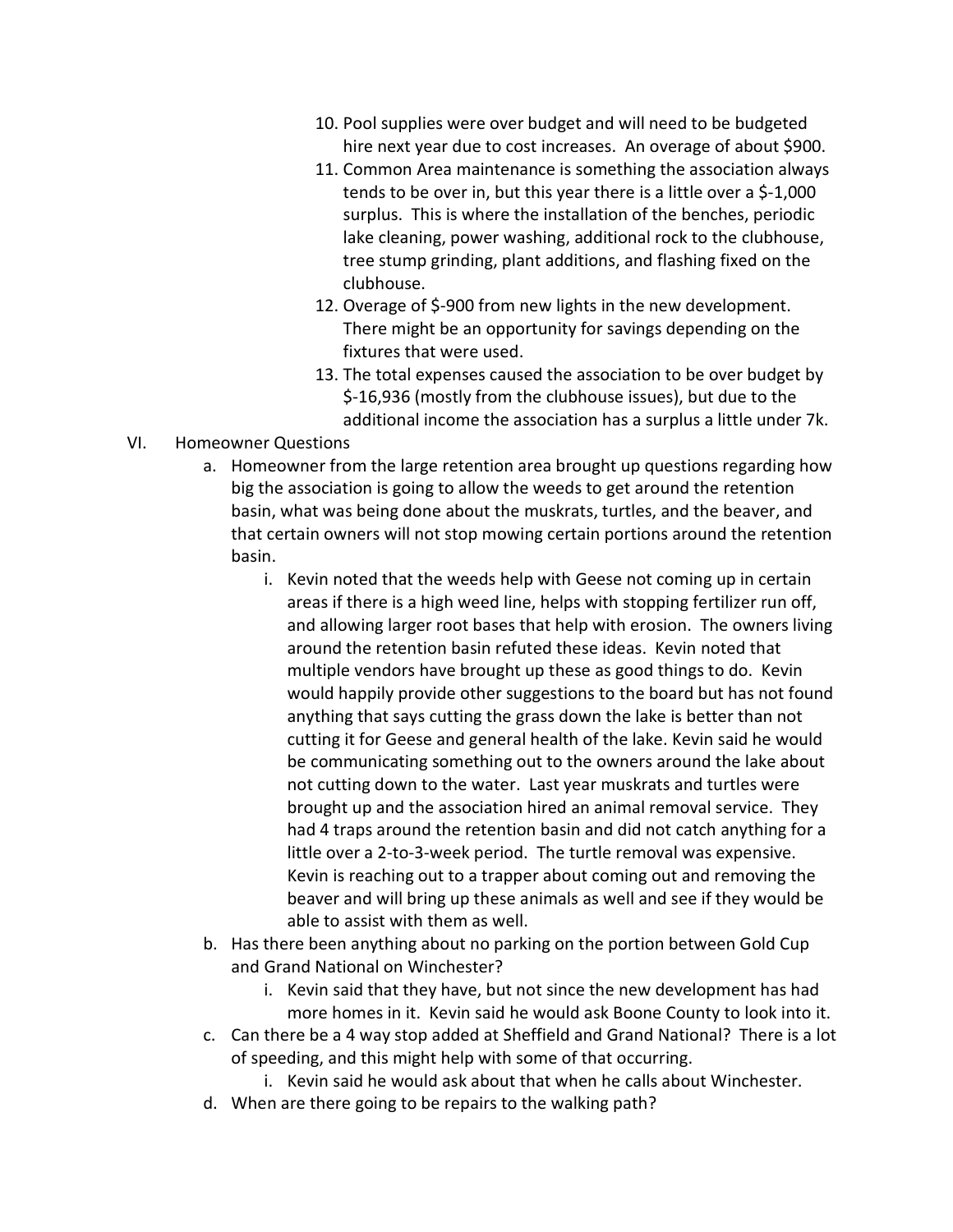10. Pool supplies were over budget and will need to be budgeted hire next year due to cost increases. An overage of about $900.
11. Common Area maintenance is something the association always tends to be over in, but this year there is a little over a $-1,000 surplus. This is where the installation of the benches, periodic lake cleaning, power washing, additional rock to the clubhouse, tree stump grinding, plant additions, and flashing fixed on the clubhouse.
12. Overage of $-900 from new lights in the new development. There might be an opportunity for savings depending on the fixtures that were used.
13. The total expenses caused the association to be over budget by $-16,936 (mostly from the clubhouse issues), but due to the additional income the association has a surplus a little under 7k.

VI. Homeowner Questions

a. Homeowner from the large retention area brought up questions regarding how big the association is going to allow the weeds to get around the retention basin, what was being done about the muskrats, turtles, and the beaver, and that certain owners will not stop mowing certain portions around the retention basin.

   i. Kevin noted that the weeds help with Geese not coming up in certain areas if there is a high weed line, helps with stopping fertilizer run off, and allowing larger root bases that help with erosion. The owners living around the retention basin refuted these ideas. Kevin noted that multiple vendors have brought up these as good things to do. Kevin would happily provide other suggestions to the board but has not found anything that says cutting the grass down the lake is better than not cutting it for Geese and general health of the lake. Kevin said he would be communicating something out to the owners around the lake about not cutting down to the water. Last year muskrats and turtles were brought up and the association hired an animal removal service. They had 4 traps around the retention basin and did not catch anything for a little over a 2-to-3-week period. The turtle removal was expensive. Kevin is reaching out to a trapper about coming out and removing the beaver and will bring up these animals as well and see if they would be able to assist with them as well.

b. Has there been anything about no parking on the portion between Gold Cup and Grand National on Winchester?

   i. Kevin said that they have, but not since the new development has had more homes in it. Kevin said he would ask Boone County to look into it.

c. Can there be a 4 way stop added at Sheffield and Grand National? There is a lot of speeding, and this might help with some of that occurring.

   i. Kevin said he would ask about that when he calls about Winchester.

d. When are there going to be repairs to the walking path?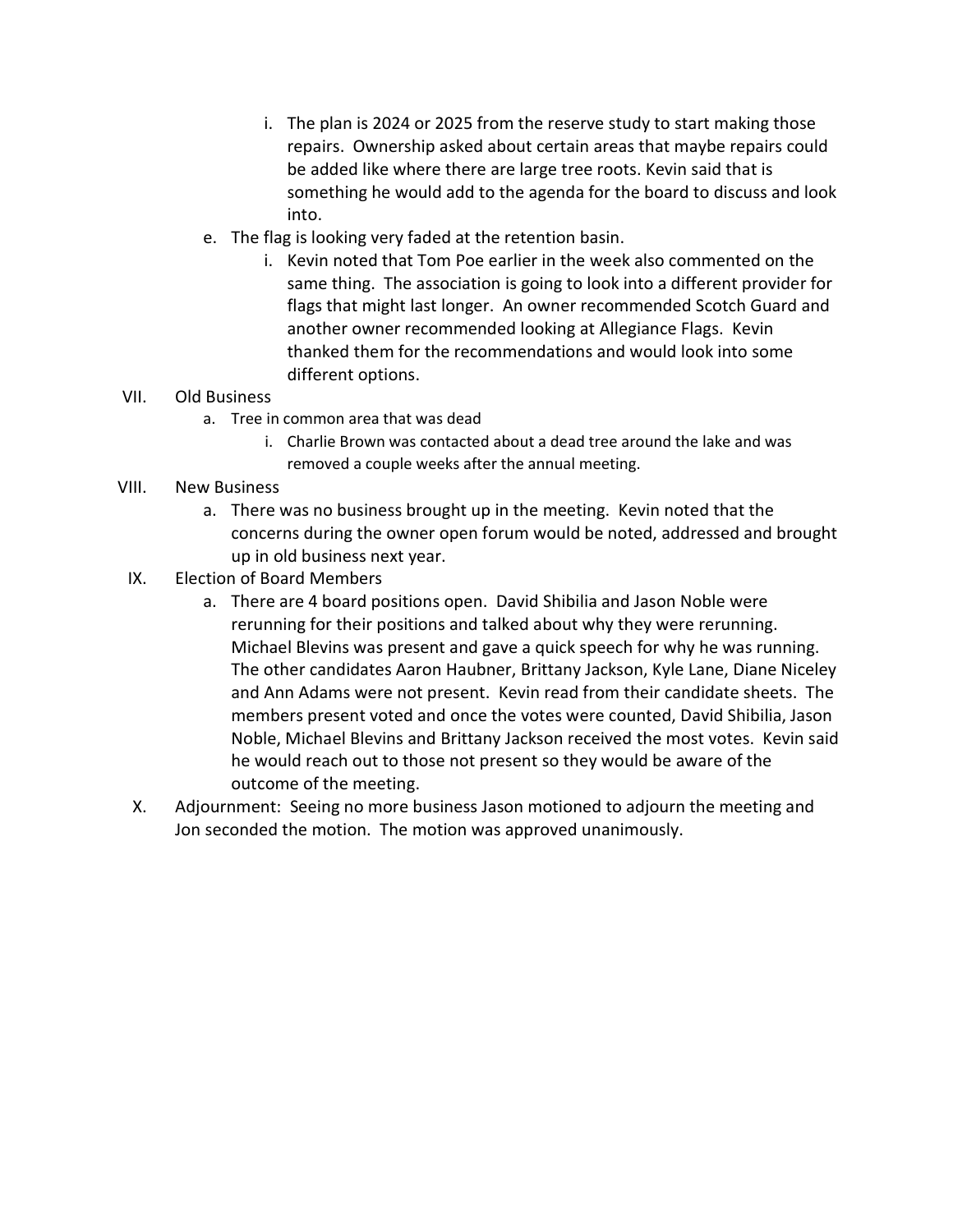i. The plan is 2024 or 2025 from the reserve study to start making those repairs. Ownership asked about certain areas that maybe repairs could be added like where there are large tree roots. Kevin said that is something he would add to the agenda for the board to discuss and look into.

e. The flag is looking very faded at the retention basin.
   i. Kevin noted that Tom Poe earlier in the week also commented on the same thing. The association is going to look into a different provider for flags that might last longer. An owner recommended Scotch Guard and another owner recommended looking at Allegiance Flags. Kevin thanked them for the recommendations and would look into some different options.

VII. Old Business
   a. Tree in common area that was dead
      i. Charlie Brown was contacted about a dead tree around the lake and was removed a couple weeks after the annual meeting.

VIII. New Business
   a. There was no business brought up in the meeting. Kevin noted that the concerns during the owner open forum would be noted, addressed and brought up in old business next year.

IX. Election of Board Members
   a. There are 4 board positions open. David Shibilia and Jason Noble were rerunning for their positions and talked about why they were rerunning. Michael Blevins was present and gave a quick speech for why he was running. The other candidates Aaron Haubner, Brittany Jackson, Kyle Lane, Diane Niceley and Ann Adams were not present. Kevin read from their candidate sheets. The members present voted and once the votes were counted, David Shibilia, Jason Noble, Michael Blevins and Brittany Jackson received the most votes. Kevin said he would reach out to those not present so they would be aware of the outcome of the meeting.

X. Adjournment: Seeing no more business Jason motioned to adjourn the meeting and Jon seconded the motion. The motion was approved unanimously.